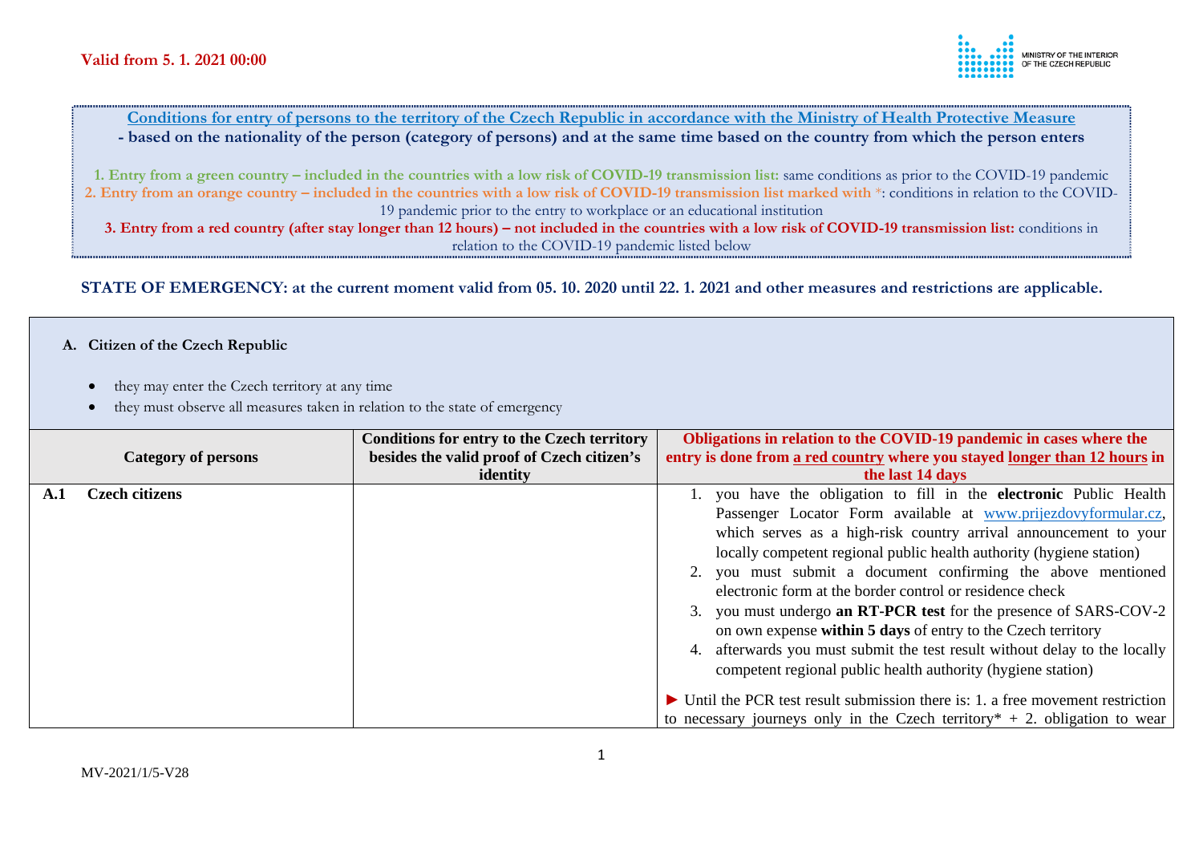**Valid from 5. 1. 2021 00:00**

**Conditions for entry of persons to the territory of the Czech Republic in accordance with the Ministry of Health Protective Measure**
**- based on the nationality of the person (category of persons) and at the same time based on the country from which the person enters**

**1. Entry from a green country – included in the countries with a low risk of COVID-19 transmission list:** same conditions as prior to the COVID-19 pandemic
**2. Entry from an orange country – included in the countries with a low risk of COVID-19 transmission list marked with** *: conditions in relation to the COVID-19 pandemic prior to the entry to workplace or an educational institution
**3. Entry from a red country (after stay longer than 12 hours) – not included in the countries with a low risk of COVID-19 transmission list:** conditions in relation to the COVID-19 pandemic listed below

**STATE OF EMERGENCY: at the current moment valid from 05. 10. 2020 until 22. 1. 2021 and other measures and restrictions are applicable.**

**A. Citizen of the Czech Republic**

- they may enter the Czech territory at any time
- they must observe all measures taken in relation to the state of emergency

| Category of persons | Conditions for entry to the Czech territory besides the valid proof of Czech citizen's identity | Obligations in relation to the COVID-19 pandemic in cases where the entry is done from a red country where you stayed longer than 12 hours in the last 14 days |
|---|---|---|
| **A.1 Czech citizens** | | 1. you have the obligation to fill in the **electronic** Public Health Passenger Locator Form available at www.prijezdovyformular.cz, which serves as a high-risk country arrival announcement to your locally competent regional public health authority (hygiene station)<br>2. you must submit a document confirming the above mentioned electronic form at the border control or residence check<br>3. you must undergo **an RT-PCR test** for the presence of SARS-COV-2 on own expense **within 5 days** of entry to the Czech territory<br>4. afterwards you must submit the test result without delay to the locally competent regional public health authority (hygiene station)<br><br>► Until the PCR test result submission there is: 1. a free movement restriction to necessary journeys only in the Czech territory* + 2. obligation to wear |

MV-2021/1/5-V28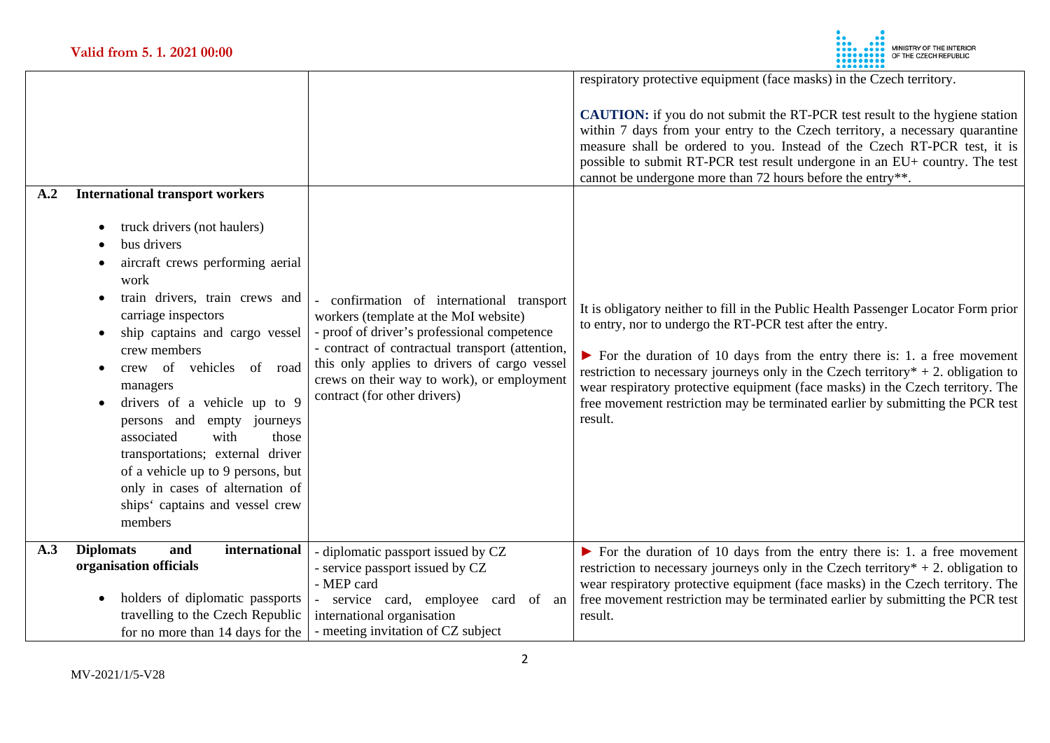| | | |
|---|---|---|
| | | respiratory protective equipment (face masks) in the Czech territory.<br><br>**CAUTION:** if you do not submit the RT-PCR test result to the hygiene station within 7 days from your entry to the Czech territory, a necessary quarantine measure shall be ordered to you. Instead of the Czech RT-PCR test, it is possible to submit RT-PCR test result undergone in an EU+ country. The test cannot be undergone more than 72 hours before the entry**. |
| **A.2 International transport workers**<br><br>• truck drivers (not haulers)<br>• bus drivers<br>• aircraft crews performing aerial work<br>• train drivers, train crews and carriage inspectors<br>• ship captains and cargo vessel crew members<br>• crew of vehicles of road managers<br>• drivers of a vehicle up to 9 persons and empty journeys associated with those transportations; external driver of a vehicle up to 9 persons, but only in cases of alternation of ships' captains and vessel crew members | - confirmation of international transport workers (template at the MoI website)<br>- proof of driver's professional competence<br>- contract of contractual transport (attention, this only applies to drivers of cargo vessel crews on their way to work), or employment contract (for other drivers) | It is obligatory neither to fill in the Public Health Passenger Locator Form prior to entry, nor to undergo the RT-PCR test after the entry.<br><br>► For the duration of 10 days from the entry there is: 1. a free movement restriction to necessary journeys only in the Czech territory* + 2. obligation to wear respiratory protective equipment (face masks) in the Czech territory. The free movement restriction may be terminated earlier by submitting the PCR test result. |
| **A.3 Diplomats and international organisation officials**<br><br>• holders of diplomatic passports travelling to the Czech Republic for no more than 14 days for the | - diplomatic passport issued by CZ<br>- service passport issued by CZ<br>- MEP card<br>- service card, employee card of an international organisation<br>- meeting invitation of CZ subject | ► For the duration of 10 days from the entry there is: 1. a free movement restriction to necessary journeys only in the Czech territory* + 2. obligation to wear respiratory protective equipment (face masks) in the Czech territory. The free movement restriction may be terminated earlier by submitting the PCR test result. |

MV-2021/1/5-V28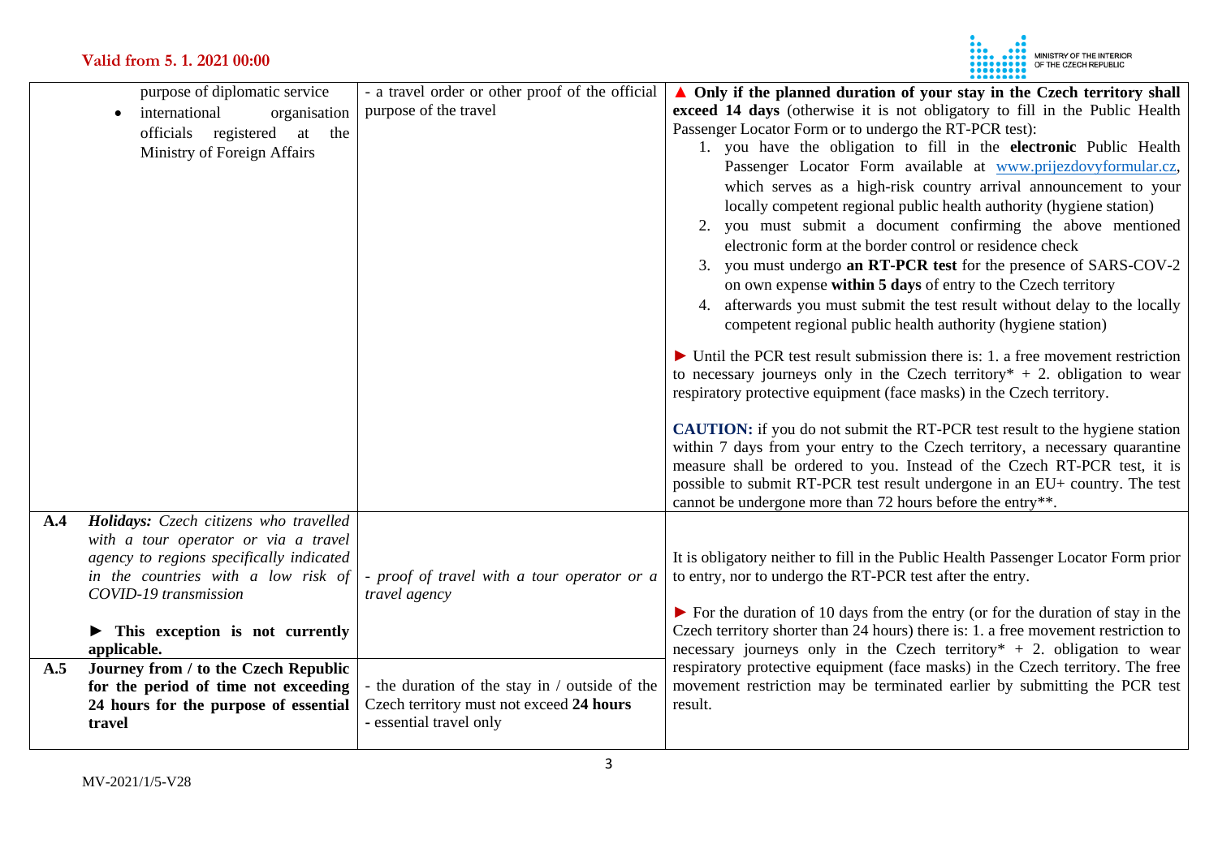| | | | |
|---|---|---|---|
| | purpose of diplomatic service<br>• international organisation officials registered at the Ministry of Foreign Affairs | - a travel order or other proof of the official purpose of the travel | ▲ **Only if the planned duration of your stay in the Czech territory shall exceed 14 days** (otherwise it is not obligatory to fill in the Public Health Passenger Locator Form or to undergo the RT-PCR test):<br>1. you have the obligation to fill in the **electronic** Public Health Passenger Locator Form available at www.prijezdovyformular.cz, which serves as a high-risk country arrival announcement to your locally competent regional public health authority (hygiene station)<br>2. you must submit a document confirming the above mentioned electronic form at the border control or residence check<br>3. you must undergo **an RT-PCR test** for the presence of SARS-COV-2 on own expense **within 5 days** of entry to the Czech territory<br>4. afterwards you must submit the test result without delay to the locally competent regional public health authority (hygiene station)<br><br>► Until the PCR test result submission there is: 1. a free movement restriction to necessary journeys only in the Czech territory* + 2. obligation to wear respiratory protective equipment (face masks) in the Czech territory.<br><br>**CAUTION:** if you do not submit the RT-PCR test result to the hygiene station within 7 days from your entry to the Czech territory, a necessary quarantine measure shall be ordered to you. Instead of the Czech RT-PCR test, it is possible to submit RT-PCR test result undergone in an EU+ country. The test cannot be undergone more than 72 hours before the entry**. |
| **A.4** | ***Holidays:*** *Czech citizens who travelled with a tour operator or via a travel agency to regions specifically indicated in the countries with a low risk of COVID-19 transmission*<br><br>**► This exception is not currently applicable.** | *- proof of travel with a tour operator or a travel agency* | It is obligatory neither to fill in the Public Health Passenger Locator Form prior to entry, nor to undergo the RT-PCR test after the entry.<br><br>► For the duration of 10 days from the entry (or for the duration of stay in the Czech territory shorter than 24 hours) there is: 1. a free movement restriction to necessary journeys only in the Czech territory* + 2. obligation to wear respiratory protective equipment (face masks) in the Czech territory. The free movement restriction may be terminated earlier by submitting the PCR test result. |
| **A.5** | **Journey from / to the Czech Republic for the period of time not exceeding 24 hours for the purpose of essential travel** | - the duration of the stay in / outside of the Czech territory must not exceed **24 hours**<br>- essential travel only | |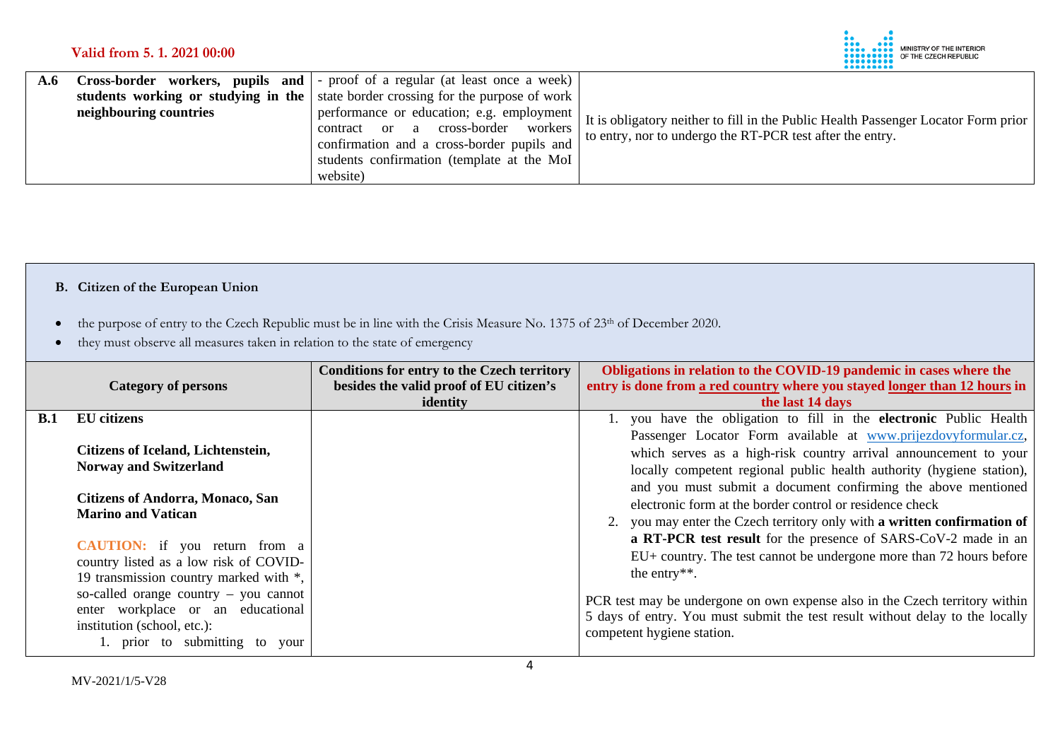| | | |
|---|---|---|
| **A.6** **Cross-border workers, pupils and students working or studying in the neighbouring countries** | - proof of a regular (at least once a week) state border crossing for the purpose of work performance or education; e.g. employment contract or a cross-border workers confirmation and a cross-border pupils and students confirmation (template at the MoI website) | It is obligatory neither to fill in the Public Health Passenger Locator Form prior to entry, nor to undergo the RT-PCR test after the entry. |

**B. Citizen of the European Union**

- the purpose of entry to the Czech Republic must be in line with the Crisis Measure No. 1375 of 23th of December 2020.
- they must observe all measures taken in relation to the state of emergency

| Category of persons | Conditions for entry to the Czech territory besides the valid proof of EU citizen's identity | Obligations in relation to the COVID-19 pandemic in cases where the entry is done from a red country where you stayed longer than 12 hours in the last 14 days |
|---|---|---|
| **B.1** **EU citizens**<br><br>**Citizens of Iceland, Lichtenstein, Norway and Switzerland**<br><br>**Citizens of Andorra, Monaco, San Marino and Vatican**<br><br>**CAUTION:** if you return from a country listed as a low risk of COVID-19 transmission country marked with *, so-called orange country – you cannot enter workplace or an educational institution (school, etc.):<br>1. prior to submitting to your | | 1. you have the obligation to fill in the **electronic** Public Health Passenger Locator Form available at www.prijezdovyformular.cz, which serves as a high-risk country arrival announcement to your locally competent regional public health authority (hygiene station), and you must submit a document confirming the above mentioned electronic form at the border control or residence check<br>2. you may enter the Czech territory only with **a written confirmation of a RT-PCR test result** for the presence of SARS-CoV-2 made in an EU+ country. The test cannot be undergone more than 72 hours before the entry**.<br><br>PCR test may be undergone on own expense also in the Czech territory within 5 days of entry. You must submit the test result without delay to the locally competent hygiene station. |

MV-2021/1/5-V28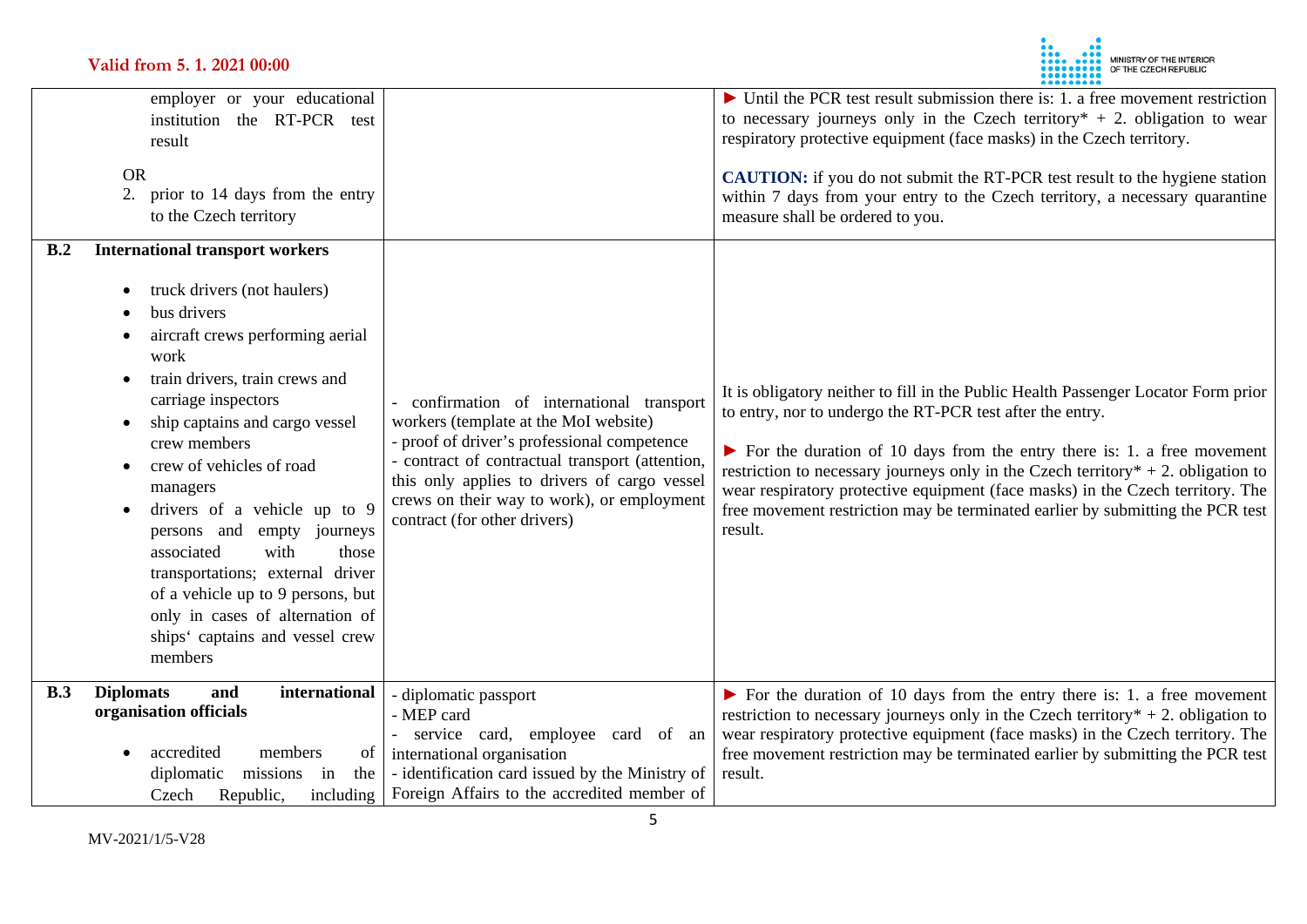| | | |
|---|---|---|
| employer or your educational institution the RT-PCR test result<br><br>OR<br>2. prior to 14 days from the entry to the Czech territory | | ► Until the PCR test result submission there is: 1. a free movement restriction to necessary journeys only in the Czech territory* + 2. obligation to wear respiratory protective equipment (face masks) in the Czech territory.<br><br>**CAUTION:** if you do not submit the RT-PCR test result to the hygiene station within 7 days from your entry to the Czech territory, a necessary quarantine measure shall be ordered to you. |
| **B.2 International transport workers**<br><br>• truck drivers (not haulers)<br>• bus drivers<br>• aircraft crews performing aerial work<br>• train drivers, train crews and carriage inspectors<br>• ship captains and cargo vessel crew members<br>• crew of vehicles of road managers<br>• drivers of a vehicle up to 9 persons and empty journeys associated with those transportations; external driver of a vehicle up to 9 persons, but only in cases of alternation of ships' captains and vessel crew members | - confirmation of international transport workers (template at the MoI website)<br>- proof of driver's professional competence<br>- contract of contractual transport (attention, this only applies to drivers of cargo vessel crews on their way to work), or employment contract (for other drivers) | It is obligatory neither to fill in the Public Health Passenger Locator Form prior to entry, nor to undergo the RT-PCR test after the entry.<br><br>► For the duration of 10 days from the entry there is: 1. a free movement restriction to necessary journeys only in the Czech territory* + 2. obligation to wear respiratory protective equipment (face masks) in the Czech territory. The free movement restriction may be terminated earlier by submitting the PCR test result. |
| **B.3 Diplomats and international organisation officials**<br><br>• accredited members of diplomatic missions in the Czech Republic, including | - diplomatic passport<br>- MEP card<br>- service card, employee card of an international organisation<br>- identification card issued by the Ministry of Foreign Affairs to the accredited member of | ► For the duration of 10 days from the entry there is: 1. a free movement restriction to necessary journeys only in the Czech territory* + 2. obligation to wear respiratory protective equipment (face masks) in the Czech territory. The free movement restriction may be terminated earlier by submitting the PCR test result. |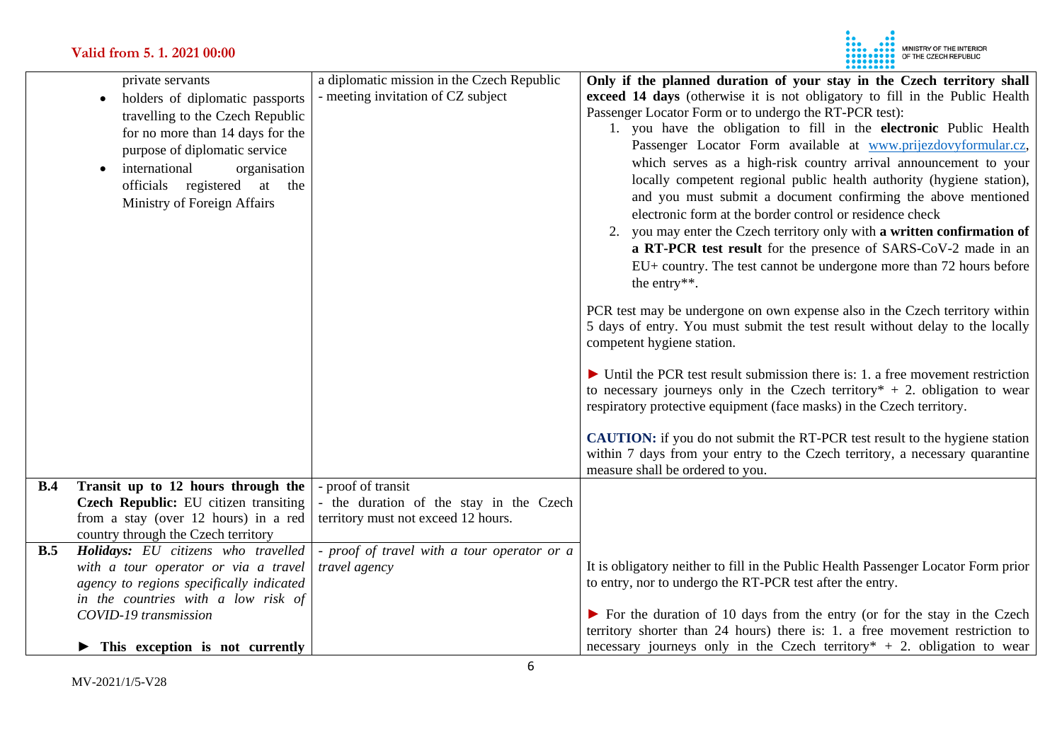| | | | |
|---|---|---|---|
| | private servants<br>• holders of diplomatic passports travelling to the Czech Republic for no more than 14 days for the purpose of diplomatic service<br>• international organisation officials registered at the Ministry of Foreign Affairs | a diplomatic mission in the Czech Republic<br>- meeting invitation of CZ subject | **Only if the planned duration of your stay in the Czech territory shall exceed 14 days** (otherwise it is not obligatory to fill in the Public Health Passenger Locator Form or to undergo the RT-PCR test):<br>1. you have the obligation to fill in the **electronic** Public Health Passenger Locator Form available at [www.prijezdovyformular.cz](www.prijezdovyformular.cz), which serves as a high-risk country arrival announcement to your locally competent regional public health authority (hygiene station), and you must submit a document confirming the above mentioned electronic form at the border control or residence check<br>2. you may enter the Czech territory only with **a written confirmation of a RT-PCR test result** for the presence of SARS-CoV-2 made in an EU+ country. The test cannot be undergone more than 72 hours before the entry**.<br><br>PCR test may be undergone on own expense also in the Czech territory within 5 days of entry. You must submit the test result without delay to the locally competent hygiene station.<br><br>► Until the PCR test result submission there is: 1. a free movement restriction to necessary journeys only in the Czech territory* + 2. obligation to wear respiratory protective equipment (face masks) in the Czech territory.<br><br>**CAUTION:** if you do not submit the RT-PCR test result to the hygiene station within 7 days from your entry to the Czech territory, a necessary quarantine measure shall be ordered to you. |
| **B.4** | **Transit up to 12 hours through the Czech Republic:** EU citizen transiting from a stay (over 12 hours) in a red country through the Czech territory | - proof of transit<br>- the duration of the stay in the Czech territory must not exceed 12 hours. | It is obligatory neither to fill in the Public Health Passenger Locator Form prior to entry, nor to undergo the RT-PCR test after the entry.<br><br>► For the duration of 10 days from the entry (or for the stay in the Czech territory shorter than 24 hours) there is: 1. a free movement restriction to necessary journeys only in the Czech territory* + 2. obligation to wear |
| **B.5** | ***Holidays:*** *EU citizens who travelled with a tour operator or via a travel agency to regions specifically indicated in the countries with a low risk of COVID-19 transmission*<br><br>► **This exception is not currently** | *- proof of travel with a tour operator or a travel agency* | |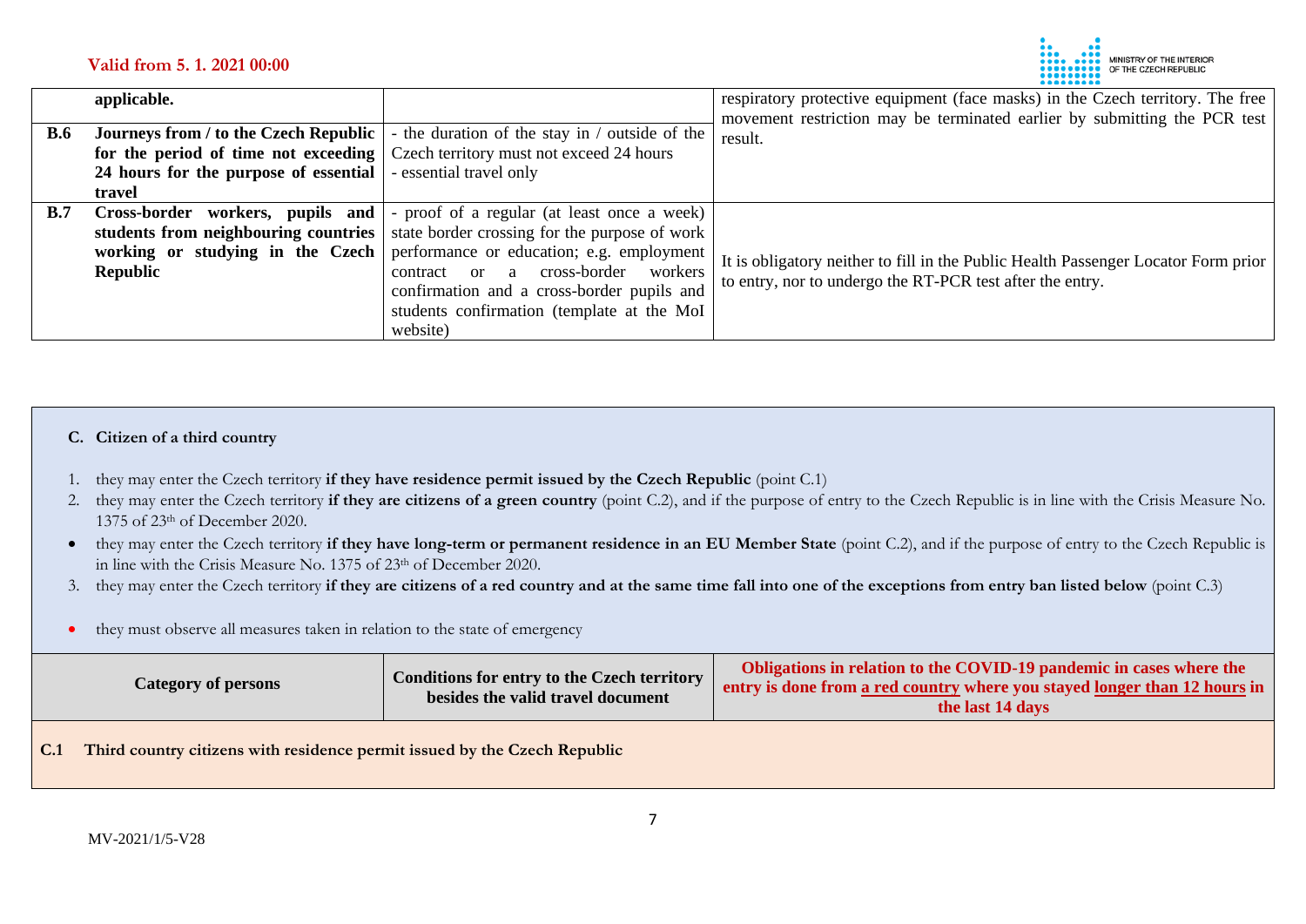| | | | |
|---|---|---|---|
| | **applicable.** | | respiratory protective equipment (face masks) in the Czech territory. The free movement restriction may be terminated earlier by submitting the PCR test result. |
| **B.6** | **Journeys from / to the Czech Republic for the period of time not exceeding 24 hours for the purpose of essential travel** | - the duration of the stay in / outside of the Czech territory must not exceed 24 hours<br>- essential travel only | |
| **B.7** | **Cross-border workers, pupils and students from neighbouring countries working or studying in the Czech Republic** | - proof of a regular (at least once a week) state border crossing for the purpose of work performance or education; e.g. employment contract or a cross-border workers confirmation and a cross-border pupils and students confirmation (template at the MoI website) | It is obligatory neither to fill in the Public Health Passenger Locator Form prior to entry, nor to undergo the RT-PCR test after the entry. |

**C. Citizen of a third country**

1. they may enter the Czech territory **if they have residence permit issued by the Czech Republic** (point C.1)
2. they may enter the Czech territory **if they are citizens of a green country** (point C.2), and if the purpose of entry to the Czech Republic is in line with the Crisis Measure No. 1375 of 23th of December 2020.

- they may enter the Czech territory **if they have long-term or permanent residence in an EU Member State** (point C.2), and if the purpose of entry to the Czech Republic is in line with the Crisis Measure No. 1375 of 23th of December 2020.

3. they may enter the Czech territory **if they are citizens of a red country and at the same time fall into one of the exceptions from entry ban listed below** (point C.3)

- they must observe all measures taken in relation to the state of emergency

| Category of persons | Conditions for entry to the Czech territory besides the valid travel document | Obligations in relation to the COVID-19 pandemic in cases where the entry is done from a red country where you stayed longer than 12 hours in the last 14 days |
|---|---|---|
| **C.1 Third country citizens with residence permit issued by the Czech Republic** | | |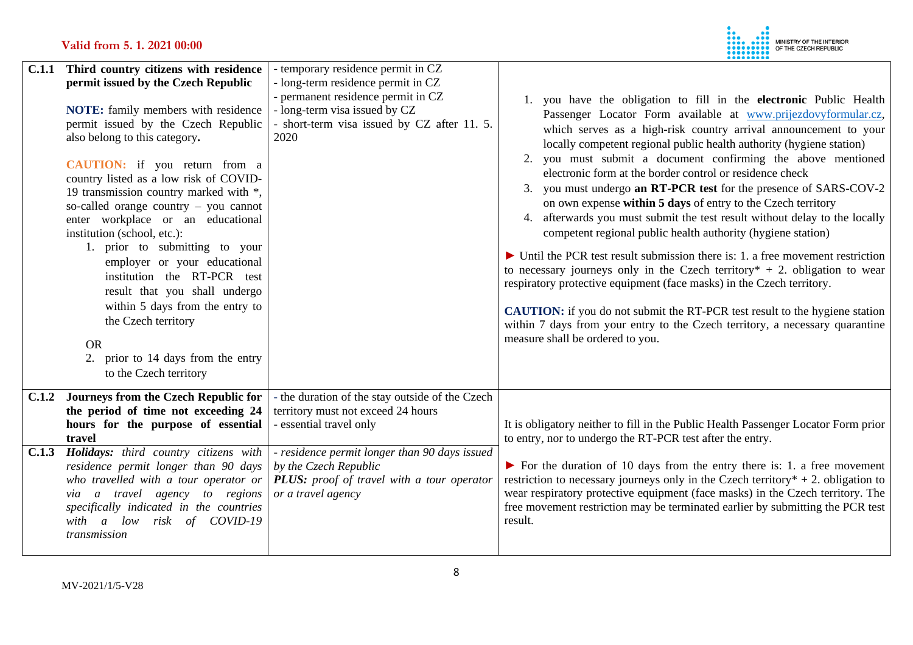**Valid from 5. 1. 2021 00:00**

| | | | |
|---|---|---|---|
| **C.1.1** | **Third country citizens with residence permit issued by the Czech Republic**<br><br>**NOTE:** family members with residence permit issued by the Czech Republic also belong to this category**.**<br><br>**CAUTION:** if you return from a country listed as a low risk of COVID-19 transmission country marked with *, so-called orange country – you cannot enter workplace or an educational institution (school, etc.):<br>1. prior to submitting to your employer or your educational institution the RT-PCR test result that you shall undergo within 5 days from the entry to the Czech territory<br><br>OR<br>2. prior to 14 days from the entry to the Czech territory | - temporary residence permit in CZ<br>- long-term residence permit in CZ<br>- permanent residence permit in CZ<br>- long-term visa issued by CZ<br>- short-term visa issued by CZ after 11. 5. 2020 | 1. you have the obligation to fill in the **electronic** Public Health Passenger Locator Form available at [www.prijezdovyformular.cz](www.prijezdovyformular.cz), which serves as a high-risk country arrival announcement to your locally competent regional public health authority (hygiene station)<br>2. you must submit a document confirming the above mentioned electronic form at the border control or residence check<br>3. you must undergo **an RT-PCR test** for the presence of SARS-COV-2 on own expense **within 5 days** of entry to the Czech territory<br>4. afterwards you must submit the test result without delay to the locally competent regional public health authority (hygiene station)<br><br>► Until the PCR test result submission there is: 1. a free movement restriction to necessary journeys only in the Czech territory* + 2. obligation to wear respiratory protective equipment (face masks) in the Czech territory.<br><br>**CAUTION:** if you do not submit the RT-PCR test result to the hygiene station within 7 days from your entry to the Czech territory, a necessary quarantine measure shall be ordered to you. |
| **C.1.2** | **Journeys from the Czech Republic for the period of time not exceeding 24 hours for the purpose of essential travel** | - the duration of the stay outside of the Czech territory must not exceed 24 hours<br>- essential travel only | It is obligatory neither to fill in the Public Health Passenger Locator Form prior to entry, nor to undergo the RT-PCR test after the entry.<br><br>► For the duration of 10 days from the entry there is: 1. a free movement restriction to necessary journeys only in the Czech territory* + 2. obligation to wear respiratory protective equipment (face masks) in the Czech territory. The free movement restriction may be terminated earlier by submitting the PCR test result. |
| **C.1.3** | ***Holidays:*** *third country citizens with residence permit longer than 90 days who travelled with a tour operator or via a travel agency to regions specifically indicated in the countries with a low risk of COVID-19 transmission* | *- residence permit longer than 90 days issued by the Czech Republic*<br>***PLUS:*** *proof of travel with a tour operator or a travel agency* | |

MV-2021/1/5-V28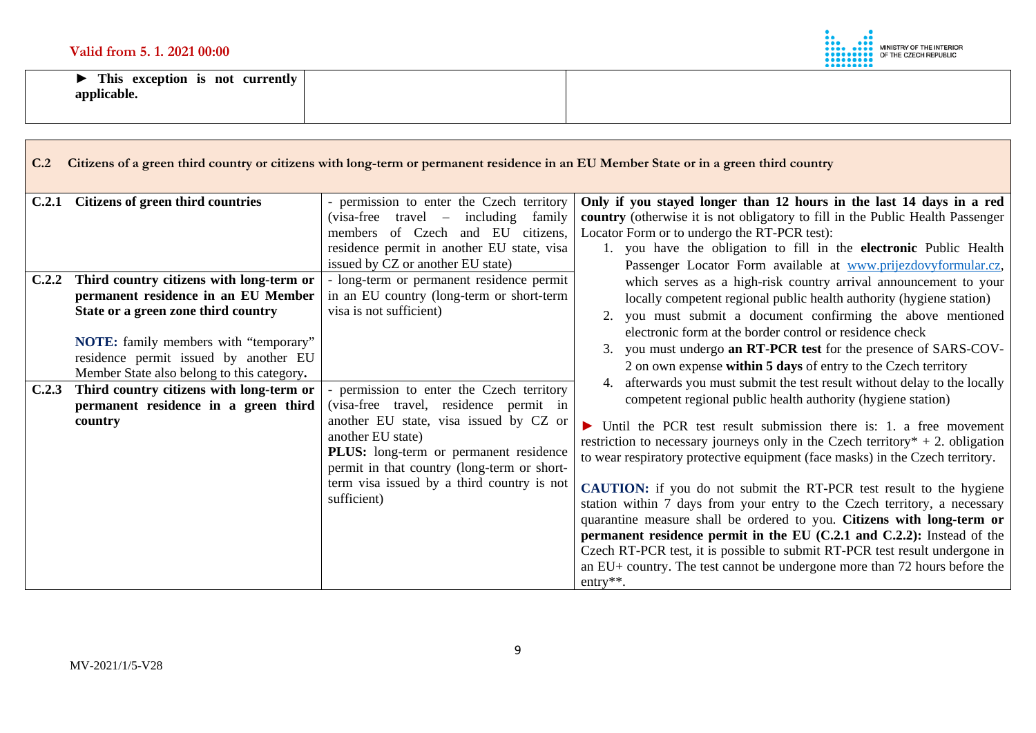| ► **This exception is not currently applicable.** | | |
|---|---|---|

| **C.2 Citizens of a green third country or citizens with long-term or permanent residence in an EU Member State or in a green third country** | | |
|---|---|---|
| **C.2.1 Citizens of green third countries** | - permission to enter the Czech territory (visa-free travel – including family members of Czech and EU citizens, residence permit in another EU state, visa issued by CZ or another EU state) | **Only if you stayed longer than 12 hours in the last 14 days in a red country** (otherwise it is not obligatory to fill in the Public Health Passenger Locator Form or to undergo the RT-PCR test):<br>1. you have the obligation to fill in the **electronic** Public Health Passenger Locator Form available at [www.prijezdovyformular.cz](www.prijezdovyformular.cz), which serves as a high-risk country arrival announcement to your locally competent regional public health authority (hygiene station)<br>2. you must submit a document confirming the above mentioned electronic form at the border control or residence check<br>3. you must undergo **an RT-PCR test** for the presence of SARS-COV-2 on own expense **within 5 days** of entry to the Czech territory<br>4. afterwards you must submit the test result without delay to the locally competent regional public health authority (hygiene station)<br><br>► Until the PCR test result submission there is: 1. a free movement restriction to necessary journeys only in the Czech territory* + 2. obligation to wear respiratory protective equipment (face masks) in the Czech territory.<br><br>**CAUTION:** if you do not submit the RT-PCR test result to the hygiene station within 7 days from your entry to the Czech territory, a necessary quarantine measure shall be ordered to you. **Citizens with long-term or permanent residence permit in the EU (C.2.1 and C.2.2):** Instead of the Czech RT-PCR test, it is possible to submit RT-PCR test result undergone in an EU+ country. The test cannot be undergone more than 72 hours before the entry**. |
| **C.2.2 Third country citizens with long-term or permanent residence in an EU Member State or a green zone third country**<br><br>**NOTE:** family members with "temporary" residence permit issued by another EU Member State also belong to this category**.** | - long-term or permanent residence permit in an EU country (long-term or short-term visa is not sufficient) | |
| **C.2.3 Third country citizens with long-term or permanent residence in a green third country** | - permission to enter the Czech territory (visa-free travel, residence permit in another EU state, visa issued by CZ or another EU state)<br>**PLUS:** long-term or permanent residence permit in that country (long-term or short-term visa issued by a third country is not sufficient) | |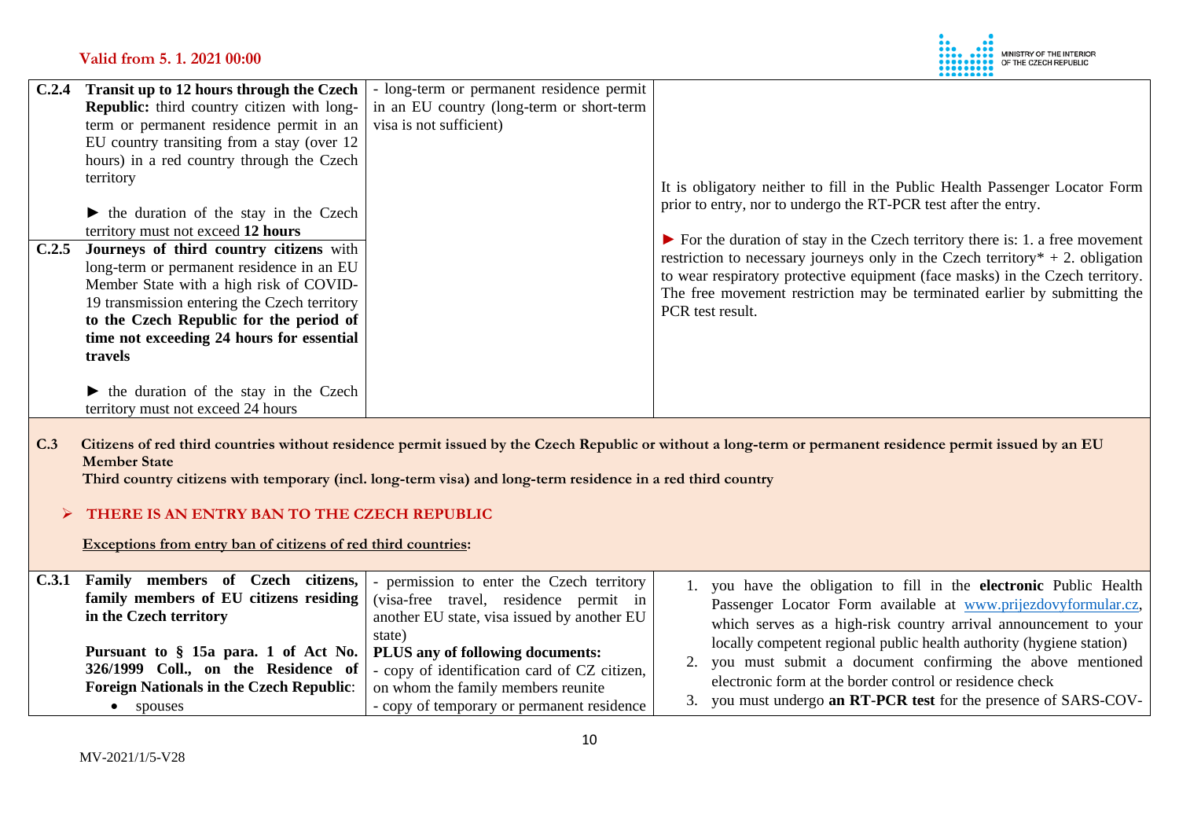| | | | |
|---|---|---|---|
| C.2.4 | **Transit up to 12 hours through the Czech Republic:** third country citizen with long-term or permanent residence permit in an EU country transiting from a stay (over 12 hours) in a red country through the Czech territory<br><br>► the duration of the stay in the Czech territory must not exceed **12 hours** | - long-term or permanent residence permit in an EU country (long-term or short-term visa is not sufficient) | It is obligatory neither to fill in the Public Health Passenger Locator Form prior to entry, nor to undergo the RT-PCR test after the entry.<br><br>► For the duration of stay in the Czech territory there is: 1. a free movement restriction to necessary journeys only in the Czech territory* + 2. obligation to wear respiratory protective equipment (face masks) in the Czech territory. The free movement restriction may be terminated earlier by submitting the PCR test result. |
| C.2.5 | **Journeys of third country citizens** with long-term or permanent residence in an EU Member State with a high risk of COVID-19 transmission entering the Czech territory **to the Czech Republic for the period of time not exceeding 24 hours for essential travels**<br><br>► the duration of the stay in the Czech territory must not exceed 24 hours | | |

**C.3 Citizens of red third countries without residence permit issued by the Czech Republic or without a long-term or permanent residence permit issued by an EU Member State**

**Third country citizens with temporary (incl. long-term visa) and long-term residence in a red third country**

- **THERE IS AN ENTRY BAN TO THE CZECH REPUBLIC**

**Exceptions from entry ban of citizens of red third countries:**

| | | | |
|---|---|---|---|
| C.3.1 | **Family members of Czech citizens, family members of EU citizens residing in the Czech territory**<br><br>**Pursuant to § 15a para. 1 of Act No. 326/1999 Coll., on the Residence of Foreign Nationals in the Czech Republic**:<br>• spouses | - permission to enter the Czech territory (visa-free travel, residence permit in another EU state, visa issued by another EU state)<br>**PLUS any of following documents:**<br>- copy of identification card of CZ citizen, on whom the family members reunite<br>- copy of temporary or permanent residence | 1. you have the obligation to fill in the **electronic** Public Health Passenger Locator Form available at www.prijezdovyformular.cz, which serves as a high-risk country arrival announcement to your locally competent regional public health authority (hygiene station)<br>2. you must submit a document confirming the above mentioned electronic form at the border control or residence check<br>3. you must undergo **an RT-PCR test** for the presence of SARS-COV- |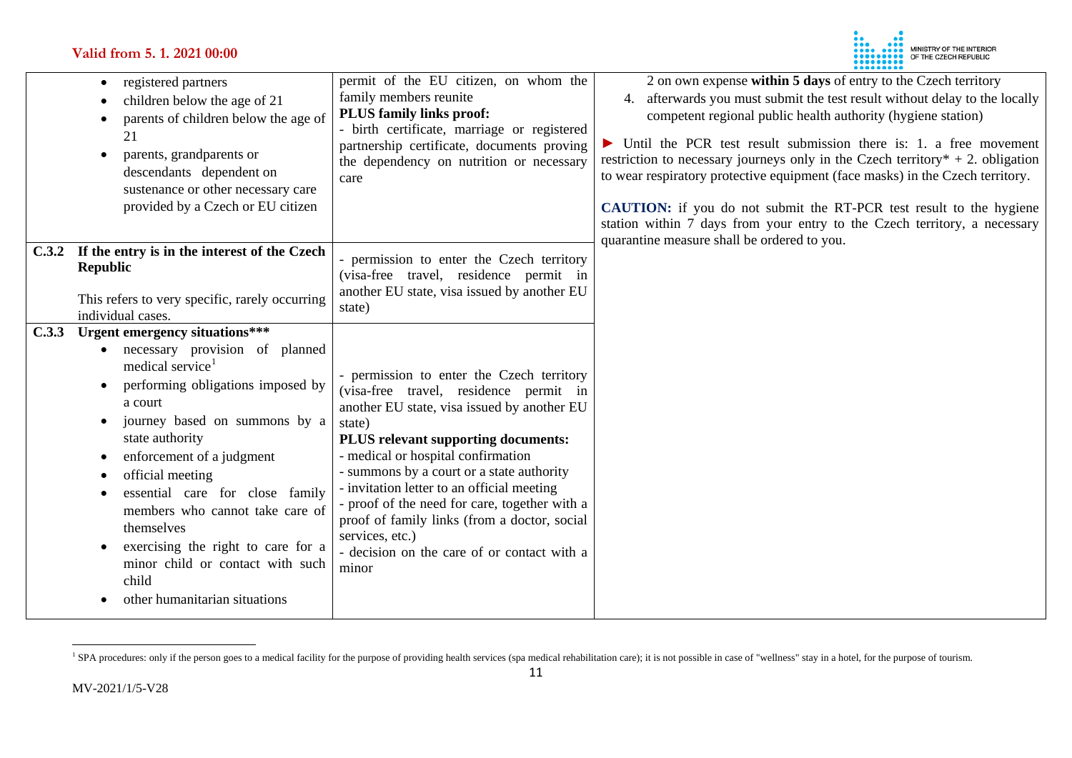| | | |
|---|---|---|
| • registered partners<br>• children below the age of 21<br>• parents of children below the age of 21<br>• parents, grandparents or descendants dependent on sustenance or other necessary care provided by a Czech or EU citizen | permit of the EU citizen, on whom the family members reunite<br>**PLUS family links proof:**<br>- birth certificate, marriage or registered partnership certificate, documents proving the dependency on nutrition or necessary care | 2 on own expense **within 5 days** of entry to the Czech territory<br>4. afterwards you must submit the test result without delay to the locally competent regional public health authority (hygiene station)<br><br>► Until the PCR test result submission there is: 1. a free movement restriction to necessary journeys only in the Czech territory* + 2. obligation to wear respiratory protective equipment (face masks) in the Czech territory.<br><br>**CAUTION:** if you do not submit the RT-PCR test result to the hygiene station within 7 days from your entry to the Czech territory, a necessary quarantine measure shall be ordered to you. |
| **C.3.2 If the entry is in the interest of the Czech Republic**<br><br>This refers to very specific, rarely occurring individual cases. | - permission to enter the Czech territory (visa-free travel, residence permit in another EU state, visa issued by another EU state) | |
| **C.3.3 Urgent emergency situations*****<br>• necessary provision of planned medical service[1]<br>• performing obligations imposed by a court<br>• journey based on summons by a state authority<br>• enforcement of a judgment<br>• official meeting<br>• essential care for close family members who cannot take care of themselves<br>• exercising the right to care for a minor child or contact with such child<br>• other humanitarian situations | - permission to enter the Czech territory (visa-free travel, residence permit in another EU state, visa issued by another EU state)<br>**PLUS relevant supporting documents:**<br>- medical or hospital confirmation<br>- summons by a court or a state authority<br>- invitation letter to an official meeting<br>- proof of the need for care, together with a proof of family links (from a doctor, social services, etc.)<br>- decision on the care of or contact with a minor | |

[1] SPA procedures: only if the person goes to a medical facility for the purpose of providing health services (spa medical rehabilitation care); it is not possible in case of "wellness" stay in a hotel, for the purpose of tourism.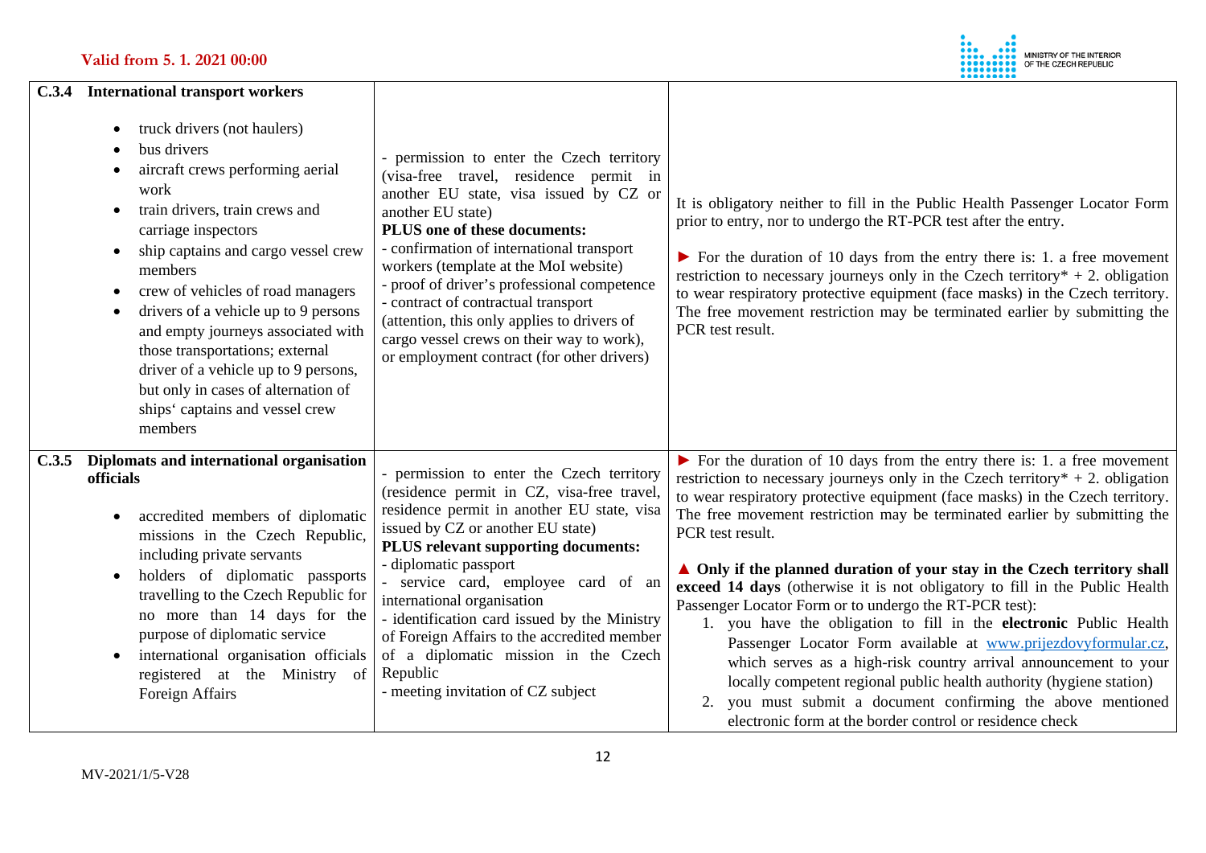| C.3.4 International transport workers | | |
|---|---|---|
| • truck drivers (not haulers)<br>• bus drivers<br>• aircraft crews performing aerial work<br>• train drivers, train crews and carriage inspectors<br>• ship captains and cargo vessel crew members<br>• crew of vehicles of road managers<br>• drivers of a vehicle up to 9 persons and empty journeys associated with those transportations; external driver of a vehicle up to 9 persons, but only in cases of alternation of ships' captains and vessel crew members | - permission to enter the Czech territory (visa-free travel, residence permit in another EU state, visa issued by CZ or another EU state)<br>**PLUS one of these documents:**<br>- confirmation of international transport workers (template at the MoI website)<br>- proof of driver's professional competence<br>- contract of contractual transport (attention, this only applies to drivers of cargo vessel crews on their way to work), or employment contract (for other drivers) | It is obligatory neither to fill in the Public Health Passenger Locator Form prior to entry, nor to undergo the RT-PCR test after the entry.<br><br>► For the duration of 10 days from the entry there is: 1. a free movement restriction to necessary journeys only in the Czech territory* + 2. obligation to wear respiratory protective equipment (face masks) in the Czech territory. The free movement restriction may be terminated earlier by submitting the PCR test result. |
| **C.3.5 Diplomats and international organisation officials**<br><br>• accredited members of diplomatic missions in the Czech Republic, including private servants<br>• holders of diplomatic passports travelling to the Czech Republic for no more than 14 days for the purpose of diplomatic service<br>• international organisation officials registered at the Ministry of Foreign Affairs | - permission to enter the Czech territory (residence permit in CZ, visa-free travel, residence permit in another EU state, visa issued by CZ or another EU state)<br>**PLUS relevant supporting documents:**<br>- diplomatic passport<br>- service card, employee card of an international organisation<br>- identification card issued by the Ministry of Foreign Affairs to the accredited member of a diplomatic mission in the Czech Republic<br>- meeting invitation of CZ subject | ► For the duration of 10 days from the entry there is: 1. a free movement restriction to necessary journeys only in the Czech territory* + 2. obligation to wear respiratory protective equipment (face masks) in the Czech territory. The free movement restriction may be terminated earlier by submitting the PCR test result.<br><br>▲ **Only if the planned duration of your stay in the Czech territory shall exceed 14 days** (otherwise it is not obligatory to fill in the Public Health Passenger Locator Form or to undergo the RT-PCR test):<br>1. you have the obligation to fill in the **electronic** Public Health Passenger Locator Form available at www.prijezdovyformular.cz, which serves as a high-risk country arrival announcement to your locally competent regional public health authority (hygiene station)<br>2. you must submit a document confirming the above mentioned electronic form at the border control or residence check |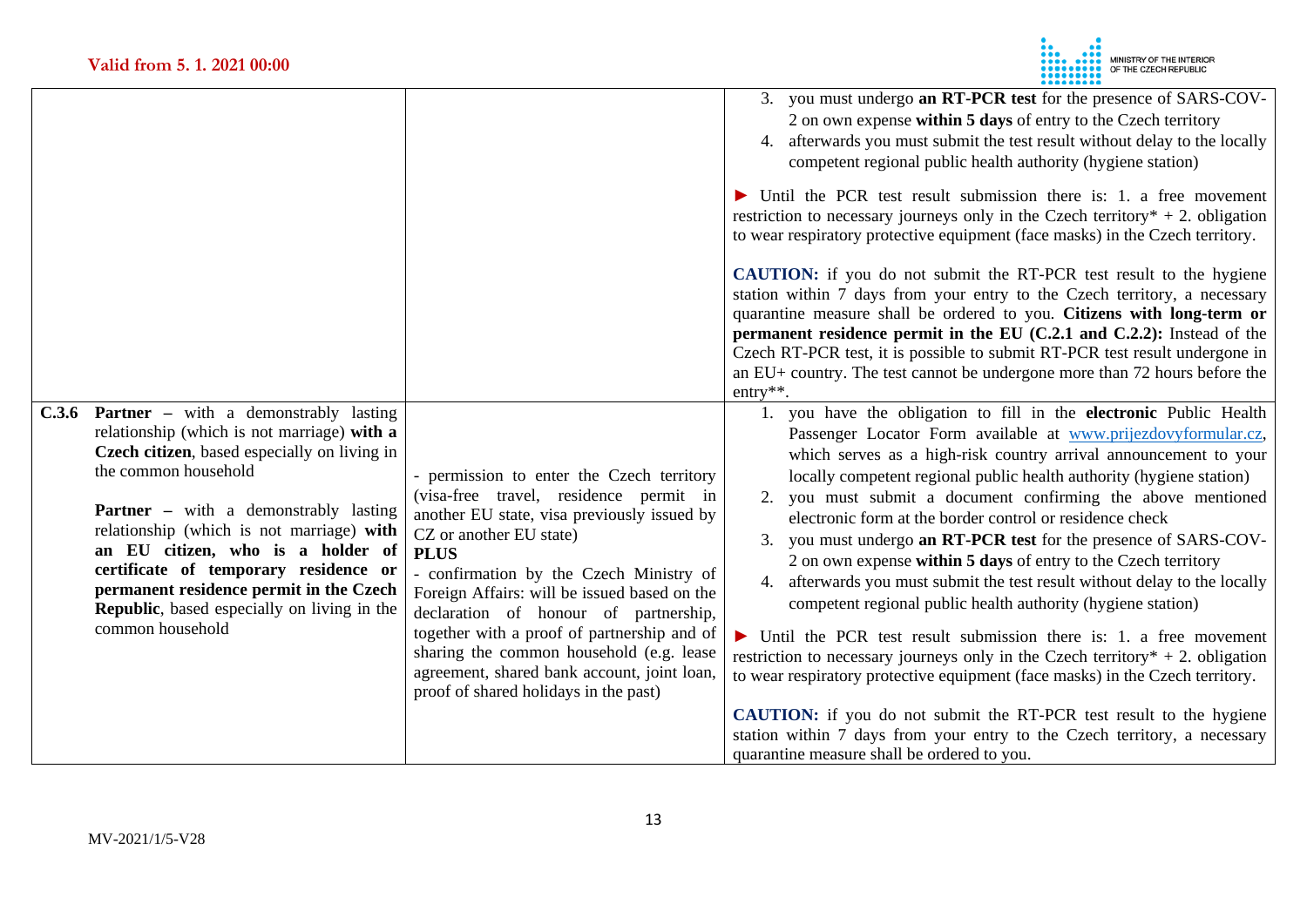| | | |
|---|---|---|
| | | 3. you must undergo **an RT-PCR test** for the presence of SARS-COV-2 on own expense **within 5 days** of entry to the Czech territory<br>4. afterwards you must submit the test result without delay to the locally competent regional public health authority (hygiene station)<br><br>► Until the PCR test result submission there is: 1. a free movement restriction to necessary journeys only in the Czech territory* + 2. obligation to wear respiratory protective equipment (face masks) in the Czech territory.<br><br>**CAUTION:** if you do not submit the RT-PCR test result to the hygiene station within 7 days from your entry to the Czech territory, a necessary quarantine measure shall be ordered to you. **Citizens with long-term or permanent residence permit in the EU (C.2.1 and C.2.2):** Instead of the Czech RT-PCR test, it is possible to submit RT-PCR test result undergone in an EU+ country. The test cannot be undergone more than 72 hours before the entry**. |
| **C.3.6** **Partner** – with a demonstrably lasting relationship (which is not marriage) **with a Czech citizen**, based especially on living in the common household<br><br>**Partner** – with a demonstrably lasting relationship (which is not marriage) **with an EU citizen, who is a holder of certificate of temporary residence or permanent residence permit in the Czech Republic**, based especially on living in the common household | - permission to enter the Czech territory (visa-free travel, residence permit in another EU state, visa previously issued by CZ or another EU state)<br>**PLUS**<br>- confirmation by the Czech Ministry of Foreign Affairs: will be issued based on the declaration of honour of partnership, together with a proof of partnership and of sharing the common household (e.g. lease agreement, shared bank account, joint loan, proof of shared holidays in the past) | 1. you have the obligation to fill in the **electronic** Public Health Passenger Locator Form available at www.prijezdovyformular.cz, which serves as a high-risk country arrival announcement to your locally competent regional public health authority (hygiene station)<br>2. you must submit a document confirming the above mentioned electronic form at the border control or residence check<br>3. you must undergo **an RT-PCR test** for the presence of SARS-COV-2 on own expense **within 5 days** of entry to the Czech territory<br>4. afterwards you must submit the test result without delay to the locally competent regional public health authority (hygiene station)<br><br>► Until the PCR test result submission there is: 1. a free movement restriction to necessary journeys only in the Czech territory* + 2. obligation to wear respiratory protective equipment (face masks) in the Czech territory.<br><br>**CAUTION:** if you do not submit the RT-PCR test result to the hygiene station within 7 days from your entry to the Czech territory, a necessary quarantine measure shall be ordered to you. |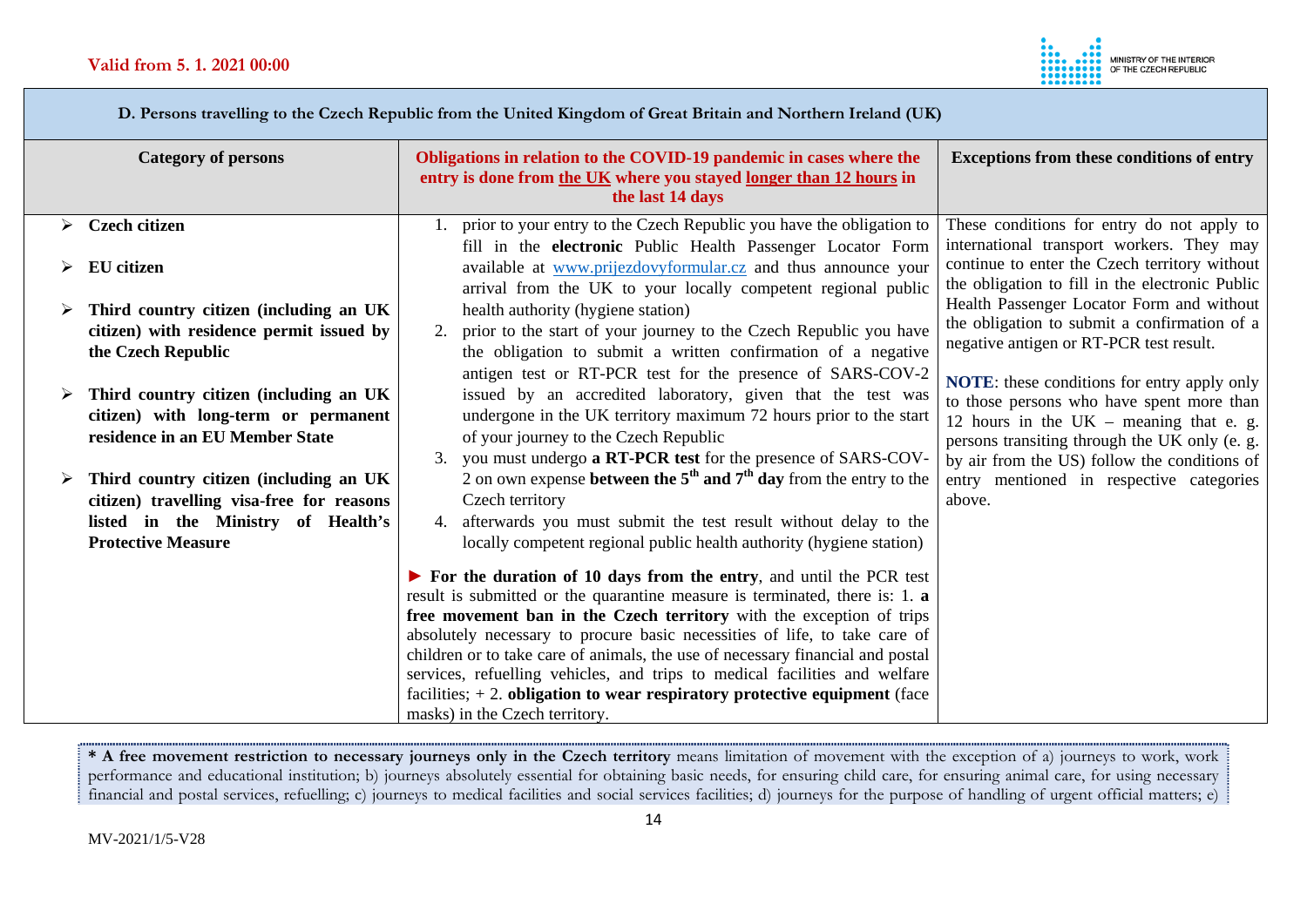**Valid from 5. 1. 2021 00:00**

| D. Persons travelling to the Czech Republic from the United Kingdom of Great Britain and Northern Ireland (UK) | | |
|---|---|---|
| **Category of persons** | **Obligations in relation to the COVID-19 pandemic in cases where the entry is done from the UK where you stayed longer than 12 hours in the last 14 days** | **Exceptions from these conditions of entry** |
| ➢ **Czech citizen**<br><br>➢ **EU citizen**<br><br>➢ **Third country citizen (including an UK citizen) with residence permit issued by the Czech Republic**<br><br>➢ **Third country citizen (including an UK citizen) with long-term or permanent residence in an EU Member State**<br><br>➢ **Third country citizen (including an UK citizen) travelling visa-free for reasons listed in the Ministry of Health's Protective Measure** | 1. prior to your entry to the Czech Republic you have the obligation to fill in the **electronic** Public Health Passenger Locator Form available at www.prijezdovyformular.cz and thus announce your arrival from the UK to your locally competent regional public health authority (hygiene station)<br>2. prior to the start of your journey to the Czech Republic you have the obligation to submit a written confirmation of a negative antigen test or RT-PCR test for the presence of SARS-COV-2 issued by an accredited laboratory, given that the test was undergone in the UK territory maximum 72 hours prior to the start of your journey to the Czech Republic<br>3. you must undergo **a RT-PCR test** for the presence of SARS-COV-2 on own expense **between the 5th and 7th day** from the entry to the Czech territory<br>4. afterwards you must submit the test result without delay to the locally competent regional public health authority (hygiene station)<br><br>► **For the duration of 10 days from the entry**, and until the PCR test result is submitted or the quarantine measure is terminated, there is: 1. **a free movement ban in the Czech territory** with the exception of trips absolutely necessary to procure basic necessities of life, to take care of children or to take care of animals, the use of necessary financial and postal services, refuelling vehicles, and trips to medical facilities and welfare facilities; + 2. **obligation to wear respiratory protective equipment** (face masks) in the Czech territory. | These conditions for entry do not apply to international transport workers. They may continue to enter the Czech territory without the obligation to fill in the electronic Public Health Passenger Locator Form and without the obligation to submit a confirmation of a negative antigen or RT-PCR test result.<br><br>**NOTE**: these conditions for entry apply only to those persons who have spent more than 12 hours in the UK – meaning that e. g. persons transiting through the UK only (e. g. by air from the US) follow the conditions of entry mentioned in respective categories above. |

**\* A free movement restriction to necessary journeys only in the Czech territory** means limitation of movement with the exception of a) journeys to work, work performance and educational institution; b) journeys absolutely essential for obtaining basic needs, for ensuring child care, for ensuring animal care, for using necessary financial and postal services, refuelling; c) journeys to medical facilities and social services facilities; d) journeys for the purpose of handling of urgent official matters; e)

MV-2021/1/5-V28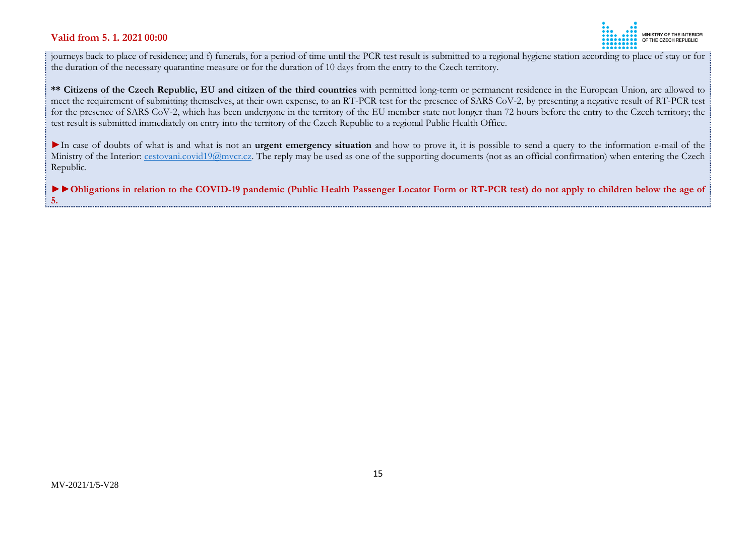journeys back to place of residence; and f) funerals, for a period of time until the PCR test result is submitted to a regional hygiene station according to place of stay or for the duration of the necessary quarantine measure or for the duration of 10 days from the entry to the Czech territory.

**** Citizens of the Czech Republic, EU and citizen of the third countries** with permitted long-term or permanent residence in the European Union, are allowed to meet the requirement of submitting themselves, at their own expense, to an RT-PCR test for the presence of SARS CoV-2, by presenting a negative result of RT-PCR test for the presence of SARS CoV-2, which has been undergone in the territory of the EU member state not longer than 72 hours before the entry to the Czech territory; the test result is submitted immediately on entry into the territory of the Czech Republic to a regional Public Health Office.

►In case of doubts of what is and what is not an **urgent emergency situation** and how to prove it, it is possible to send a query to the information e-mail of the Ministry of the Interior: [cestovani.covid19@mvcr.cz](mailto:cestovani.covid19@mvcr.cz). The reply may be used as one of the supporting documents (not as an official confirmation) when entering the Czech Republic.

►►**Obligations in relation to the COVID-19 pandemic (Public Health Passenger Locator Form or RT-PCR test) do not apply to children below the age of 5.**

MV-2021/1/5-V28